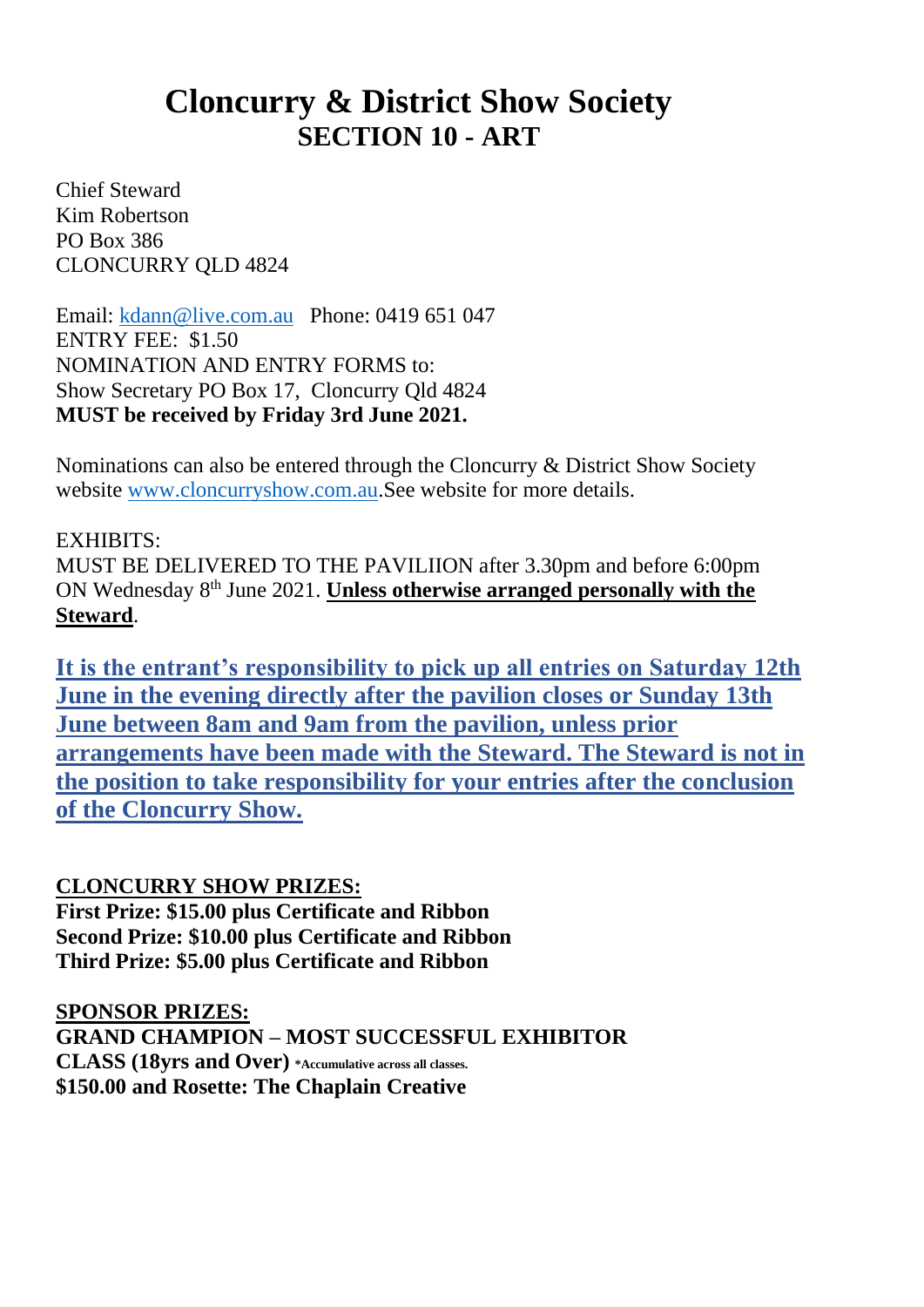# Cloncurry & District Show Society
## SECTION 10 - ART

Chief Steward
Kim Robertson
PO Box 386
CLONCURRY QLD 4824

Email: kdann@live.com.au Phone: 0419 651 047
ENTRY FEE: $1.50
NOMINATION AND ENTRY FORMS to:
Show Secretary PO Box 17, Cloncurry Qld 4824
**MUST be received by Friday 3rd June 2021.**

Nominations can also be entered through the Cloncurry & District Show Society website www.cloncurryshow.com.au.See website for more details.

EXHIBITS:
MUST BE DELIVERED TO THE PAVILIION after 3.30pm and before 6:00pm ON Wednesday 8th June 2021. **Unless otherwise arranged personally with the Steward**.

**It is the entrant's responsibility to pick up all entries on Saturday 12th June in the evening directly after the pavilion closes or Sunday 13th June between 8am and 9am from the pavilion, unless prior arrangements have been made with the Steward. The Steward is not in the position to take responsibility for your entries after the conclusion of the Cloncurry Show.**

**CLONCURRY SHOW PRIZES:**
**First Prize: $15.00 plus Certificate and Ribbon**
**Second Prize: $10.00 plus Certificate and Ribbon**
**Third Prize: $5.00 plus Certificate and Ribbon**

**SPONSOR PRIZES:**
**GRAND CHAMPION – MOST SUCCESSFUL EXHIBITOR CLASS (18yrs and Over)** *Accumulative across all classes.
**$150.00 and Rosette: The Chaplain Creative**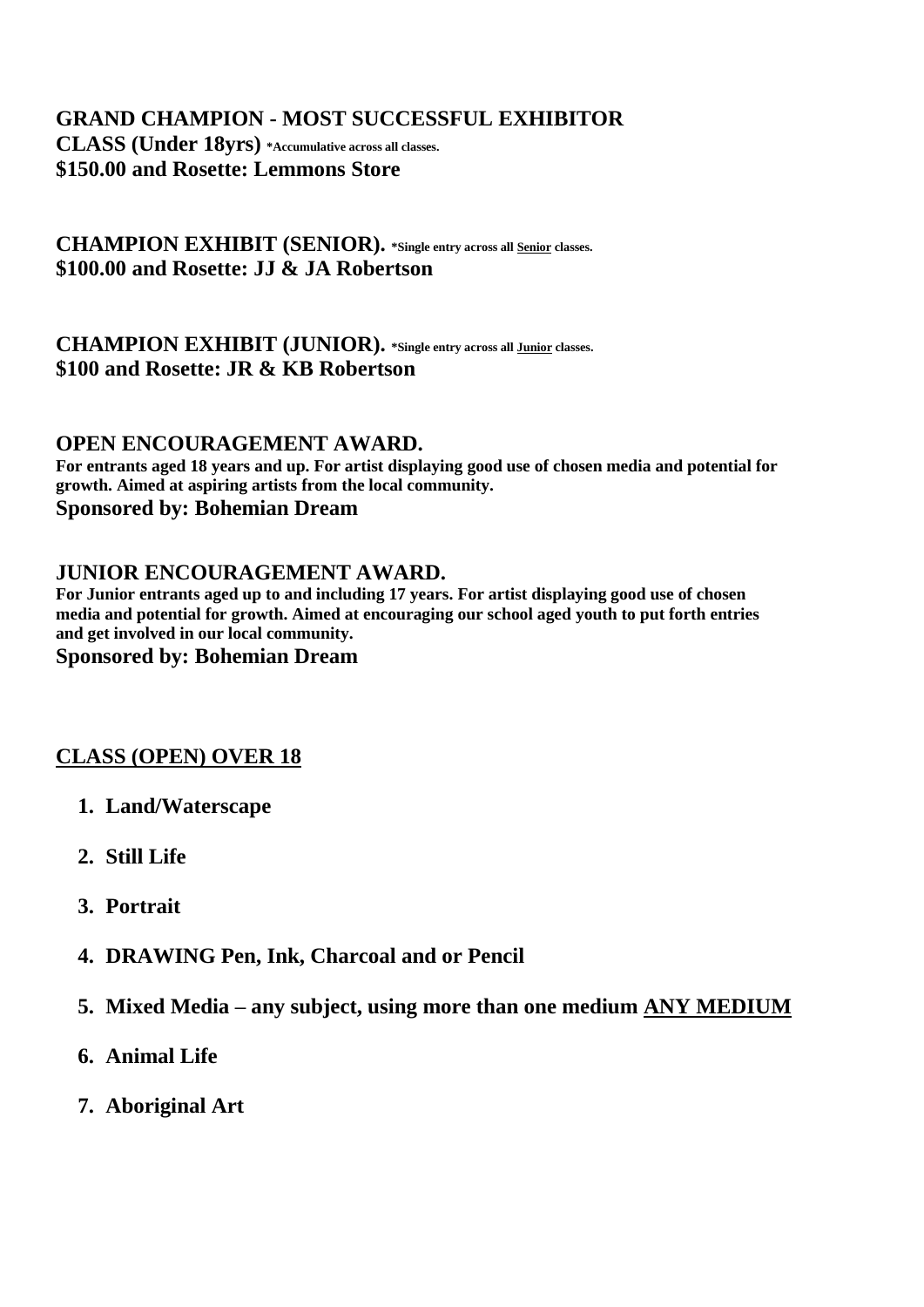**GRAND CHAMPION - MOST SUCCESSFUL EXHIBITOR**
**CLASS (Under 18yrs)** **\*Accumulative across all classes.**
**$150.00 and Rosette: Lemmons Store**

**CHAMPION EXHIBIT (SENIOR).** **\*Single entry across all <u>Senior</u> classes.**
**$100.00 and Rosette: JJ & JA Robertson**

**CHAMPION EXHIBIT (JUNIOR).** **\*Single entry across all <u>Junior</u> classes.**
**$100 and Rosette: JR & KB Robertson**

**OPEN ENCOURAGEMENT AWARD.**
**For entrants aged 18 years and up. For artist displaying good use of chosen media and potential for growth. Aimed at aspiring artists from the local community.**
**Sponsored by: Bohemian Dream**

**JUNIOR ENCOURAGEMENT AWARD.**
**For Junior entrants aged up to and including 17 years. For artist displaying good use of chosen media and potential for growth. Aimed at encouraging our school aged youth to put forth entries and get involved in our local community.**
**Sponsored by: Bohemian Dream**

## <u>CLASS (OPEN) OVER 18</u>

1. **Land/Waterscape**
2. **Still Life**
3. **Portrait**
4. **DRAWING Pen, Ink, Charcoal and or Pencil**
5. **Mixed Media – any subject, using more than one medium <u>ANY MEDIUM</u>**
6. **Animal Life**
7. **Aboriginal Art**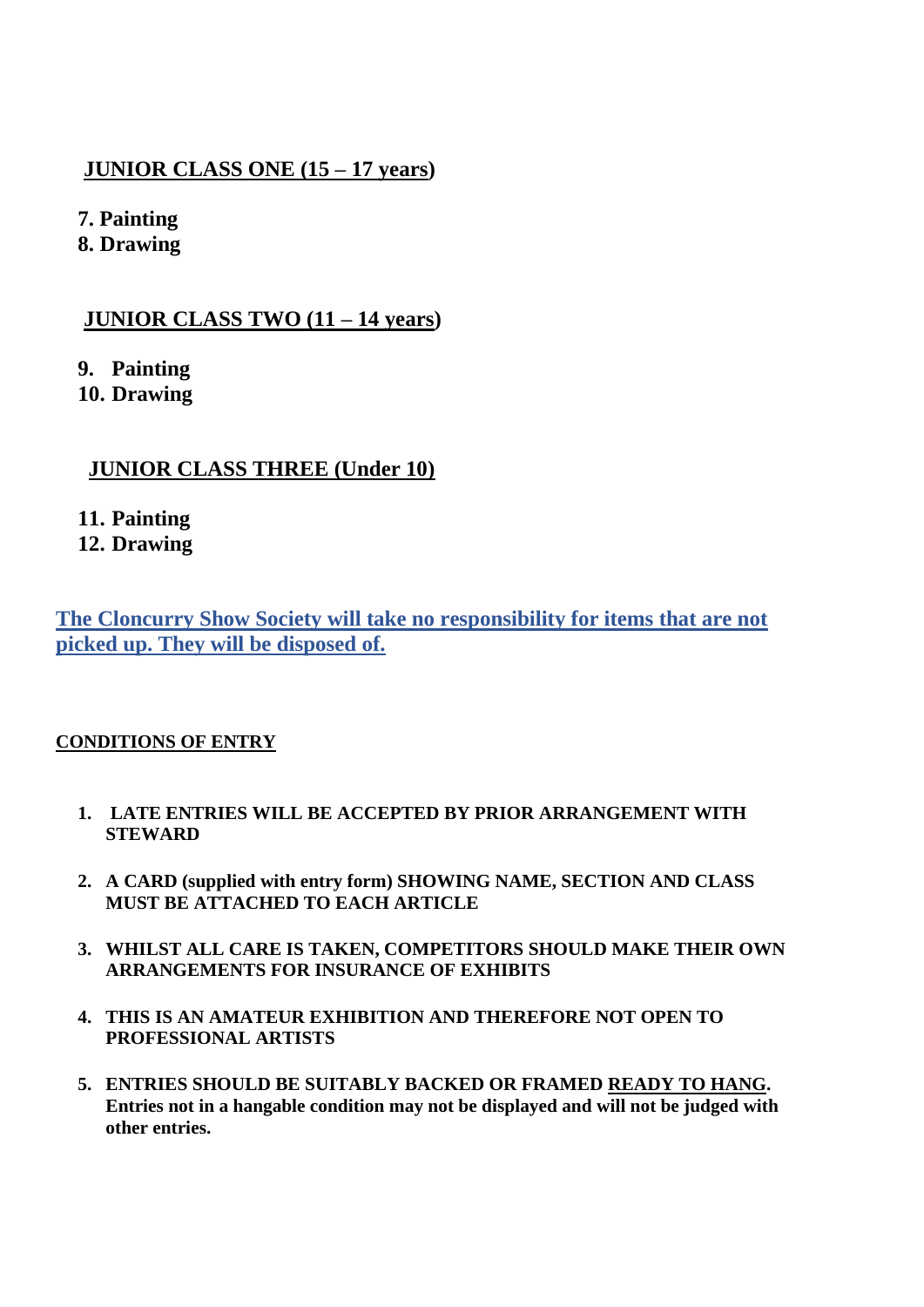**JUNIOR CLASS ONE (15 – 17 years)**

7. **Painting**
8. **Drawing**

**JUNIOR CLASS TWO (11 – 14 years)**

9. **Painting**
10. **Drawing**

**JUNIOR CLASS THREE (Under 10)**

11. **Painting**
12. **Drawing**

**The Cloncurry Show Society will take no responsibility for items that are not picked up. They will be disposed of.**

**CONDITIONS OF ENTRY**

1. **LATE ENTRIES WILL BE ACCEPTED BY PRIOR ARRANGEMENT WITH STEWARD**
2. **A CARD (supplied with entry form) SHOWING NAME, SECTION AND CLASS MUST BE ATTACHED TO EACH ARTICLE**
3. **WHILST ALL CARE IS TAKEN, COMPETITORS SHOULD MAKE THEIR OWN ARRANGEMENTS FOR INSURANCE OF EXHIBITS**
4. **THIS IS AN AMATEUR EXHIBITION AND THEREFORE NOT OPEN TO PROFESSIONAL ARTISTS**
5. **ENTRIES SHOULD BE SUITABLY BACKED OR FRAMED READY TO HANG. Entries not in a hangable condition may not be displayed and will not be judged with other entries.**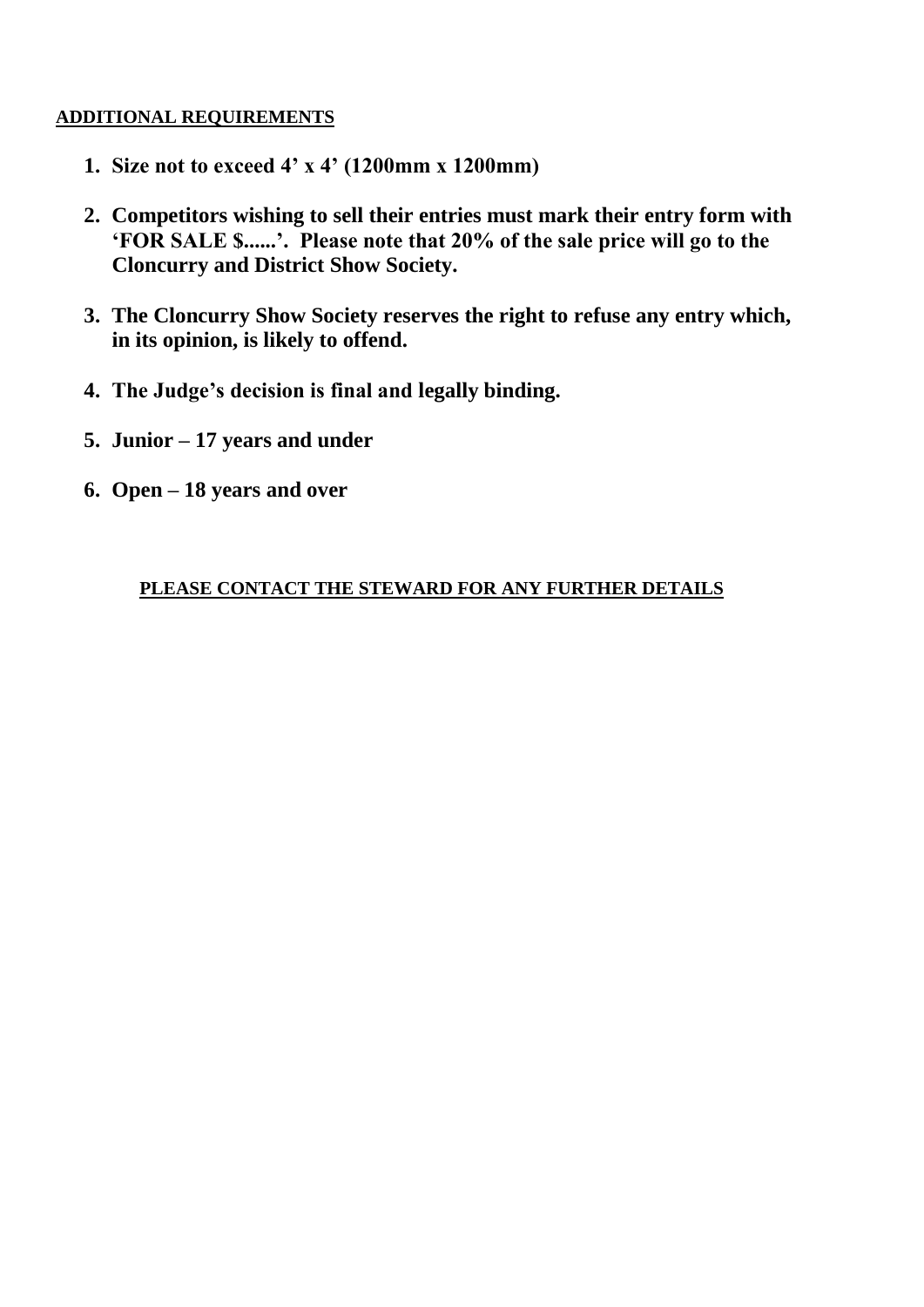**ADDITIONAL REQUIREMENTS**

1. **Size not to exceed 4' x 4' (1200mm x 1200mm)**
2. **Competitors wishing to sell their entries must mark their entry form with 'FOR SALE $......'. Please note that 20% of the sale price will go to the Cloncurry and District Show Society.**
3. **The Cloncurry Show Society reserves the right to refuse any entry which, in its opinion, is likely to offend.**
4. **The Judge's decision is final and legally binding.**
5. **Junior – 17 years and under**
6. **Open – 18 years and over**

**PLEASE CONTACT THE STEWARD FOR ANY FURTHER DETAILS**